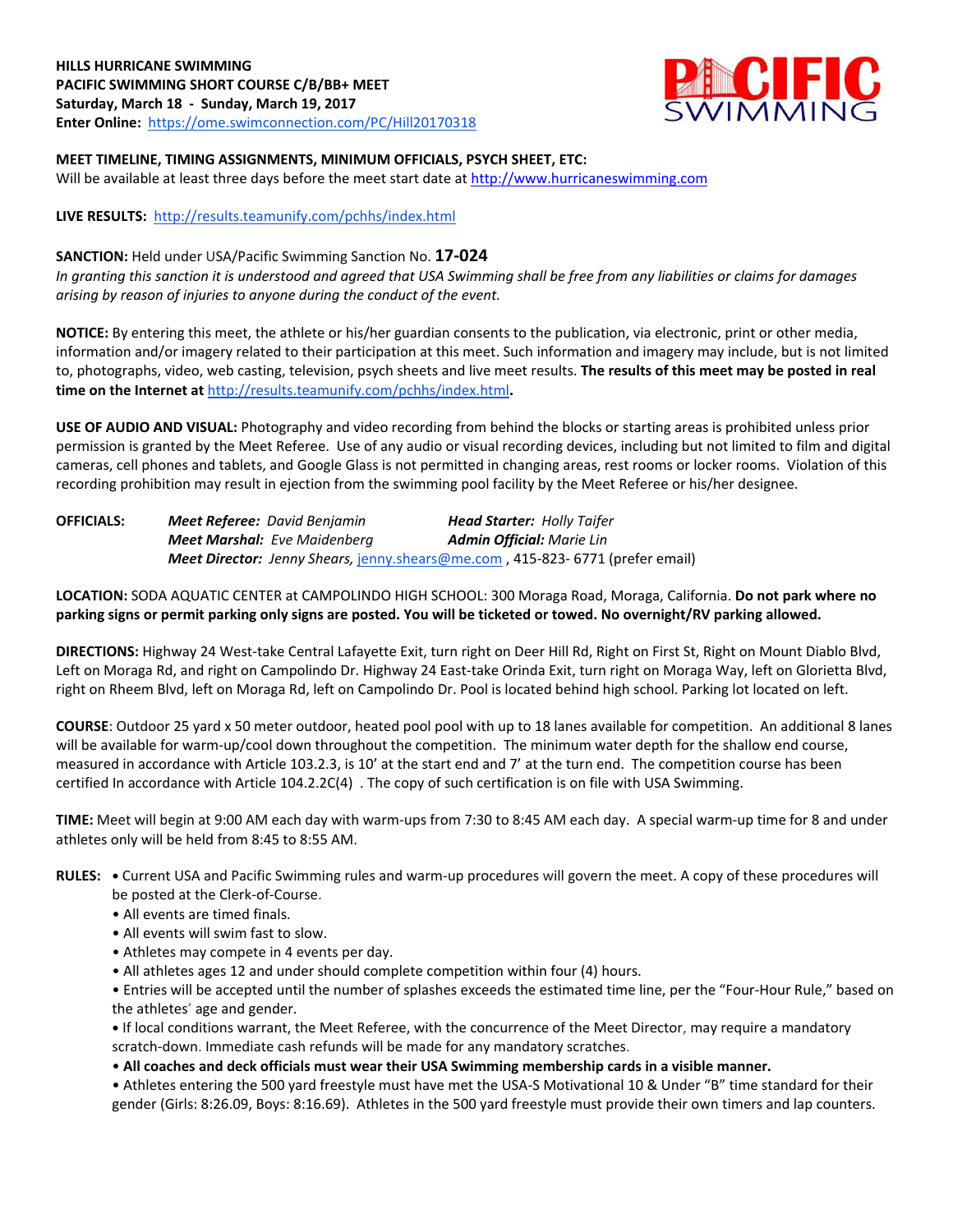**HILLS HURRICANE SWIMMING**
**PACIFIC SWIMMING SHORT COURSE C/B/BB+ MEET**
**Saturday, March 18 - Sunday, March 19, 2017**
**Enter Online:** https://ome.swimconnection.com/PC/Hill20170318

**MEET TIMELINE, TIMING ASSIGNMENTS, MINIMUM OFFICIALS, PSYCH SHEET, ETC:**
Will be available at least three days before the meet start date at http://www.hurricaneswimming.com

**LIVE RESULTS:** http://results.teamunify.com/pchhs/index.html

**SANCTION:** Held under USA/Pacific Swimming Sanction No. **17-024**
*In granting this sanction it is understood and agreed that USA Swimming shall be free from any liabilities or claims for damages arising by reason of injuries to anyone during the conduct of the event.*

**NOTICE:** By entering this meet, the athlete or his/her guardian consents to the publication, via electronic, print or other media, information and/or imagery related to their participation at this meet. Such information and imagery may include, but is not limited to, photographs, video, web casting, television, psych sheets and live meet results. **The results of this meet may be posted in real time on the Internet at** http://results.teamunify.com/pchhs/index.html**.**

**USE OF AUDIO AND VISUAL:** Photography and video recording from behind the blocks or starting areas is prohibited unless prior permission is granted by the Meet Referee. Use of any audio or visual recording devices, including but not limited to film and digital cameras, cell phones and tablets, and Google Glass is not permitted in changing areas, rest rooms or locker rooms. Violation of this recording prohibition may result in ejection from the swimming pool facility by the Meet Referee or his/her designee.

**OFFICIALS:** ***Meet Referee:*** *David Benjamin* ***Head Starter:*** *Holly Taifer*
***Meet Marshal:*** *Eve Maidenberg* ***Admin Official:*** *Marie Lin*
***Meet Director:*** *Jenny Shears,* jenny.shears@me.com , 415-823- 6771 (prefer email)

**LOCATION:** SODA AQUATIC CENTER at CAMPOLINDO HIGH SCHOOL: 300 Moraga Road, Moraga, California. **Do not park where no parking signs or permit parking only signs are posted. You will be ticketed or towed. No overnight/RV parking allowed.**

**DIRECTIONS:** Highway 24 West-take Central Lafayette Exit, turn right on Deer Hill Rd, Right on First St, Right on Mount Diablo Blvd, Left on Moraga Rd, and right on Campolindo Dr. Highway 24 East-take Orinda Exit, turn right on Moraga Way, left on Glorietta Blvd, right on Rheem Blvd, left on Moraga Rd, left on Campolindo Dr. Pool is located behind high school. Parking lot located on left.

**COURSE**: Outdoor 25 yard x 50 meter outdoor, heated pool pool with up to 18 lanes available for competition. An additional 8 lanes will be available for warm-up/cool down throughout the competition. The minimum water depth for the shallow end course, measured in accordance with Article 103.2.3, is 10' at the start end and 7' at the turn end. The competition course has been certified In accordance with Article 104.2.2C(4) . The copy of such certification is on file with USA Swimming.

**TIME:** Meet will begin at 9:00 AM each day with warm-ups from 7:30 to 8:45 AM each day. A special warm-up time for 8 and under athletes only will be held from 8:45 to 8:55 AM.

**RULES:**

- Current USA and Pacific Swimming rules and warm-up procedures will govern the meet. A copy of these procedures will be posted at the Clerk-of-Course.
- All events are timed finals.
- All events will swim fast to slow.
- Athletes may compete in 4 events per day.
- All athletes ages 12 and under should complete competition within four (4) hours.
- Entries will be accepted until the number of splashes exceeds the estimated time line, per the "Four-Hour Rule," based on the athletes' age and gender.
- If local conditions warrant, the Meet Referee, with the concurrence of the Meet Director, may require a mandatory scratch-down. Immediate cash refunds will be made for any mandatory scratches.
- **All coaches and deck officials must wear their USA Swimming membership cards in a visible manner.**
- Athletes entering the 500 yard freestyle must have met the USA-S Motivational 10 & Under "B" time standard for their gender (Girls: 8:26.09, Boys: 8:16.69). Athletes in the 500 yard freestyle must provide their own timers and lap counters.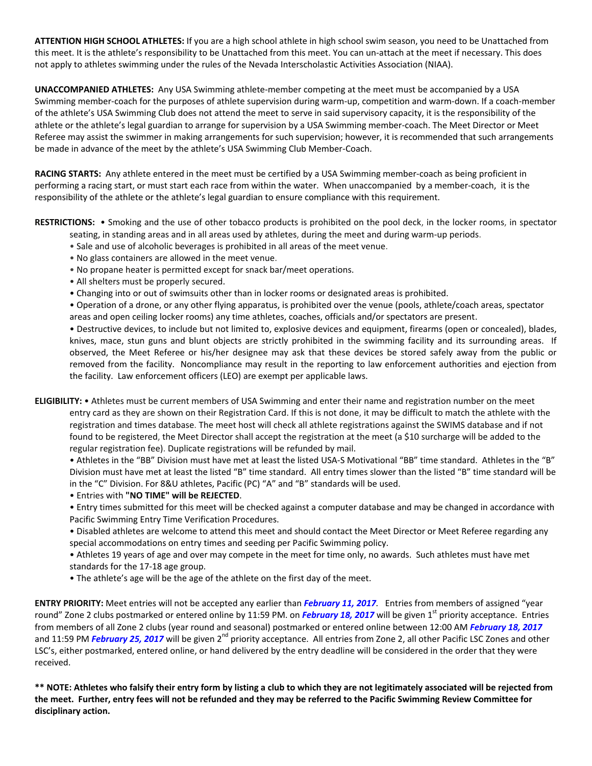**ATTENTION HIGH SCHOOL ATHLETES:** If you are a high school athlete in high school swim season, you need to be Unattached from this meet. It is the athlete's responsibility to be Unattached from this meet. You can un-attach at the meet if necessary. This does not apply to athletes swimming under the rules of the Nevada Interscholastic Activities Association (NIAA).

**UNACCOMPANIED ATHLETES:** Any USA Swimming athlete-member competing at the meet must be accompanied by a USA Swimming member-coach for the purposes of athlete supervision during warm-up, competition and warm-down. If a coach-member of the athlete's USA Swimming Club does not attend the meet to serve in said supervisory capacity, it is the responsibility of the athlete or the athlete's legal guardian to arrange for supervision by a USA Swimming member-coach. The Meet Director or Meet Referee may assist the swimmer in making arrangements for such supervision; however, it is recommended that such arrangements be made in advance of the meet by the athlete's USA Swimming Club Member-Coach.

**RACING STARTS:** Any athlete entered in the meet must be certified by a USA Swimming member-coach as being proficient in performing a racing start, or must start each race from within the water. When unaccompanied by a member-coach, it is the responsibility of the athlete or the athlete's legal guardian to ensure compliance with this requirement.

**RESTRICTIONS:**
- Smoking and the use of other tobacco products is prohibited on the pool deck, in the locker rooms, in spectator seating, in standing areas and in all areas used by athletes, during the meet and during warm-up periods.
- Sale and use of alcoholic beverages is prohibited in all areas of the meet venue.
- No glass containers are allowed in the meet venue.
- No propane heater is permitted except for snack bar/meet operations.
- All shelters must be properly secured.
- Changing into or out of swimsuits other than in locker rooms or designated areas is prohibited.
- Operation of a drone, or any other flying apparatus, is prohibited over the venue (pools, athlete/coach areas, spectator areas and open ceiling locker rooms) any time athletes, coaches, officials and/or spectators are present.
- Destructive devices, to include but not limited to, explosive devices and equipment, firearms (open or concealed), blades, knives, mace, stun guns and blunt objects are strictly prohibited in the swimming facility and its surrounding areas. If observed, the Meet Referee or his/her designee may ask that these devices be stored safely away from the public or removed from the facility. Noncompliance may result in the reporting to law enforcement authorities and ejection from the facility. Law enforcement officers (LEO) are exempt per applicable laws.

**ELIGIBILITY:**
- Athletes must be current members of USA Swimming and enter their name and registration number on the meet entry card as they are shown on their Registration Card. If this is not done, it may be difficult to match the athlete with the registration and times database. The meet host will check all athlete registrations against the SWIMS database and if not found to be registered, the Meet Director shall accept the registration at the meet (a $10 surcharge will be added to the regular registration fee). Duplicate registrations will be refunded by mail.
- Athletes in the "BB" Division must have met at least the listed USA-S Motivational "BB" time standard. Athletes in the "B" Division must have met at least the listed "B" time standard. All entry times slower than the listed "B" time standard will be in the "C" Division. For 8&U athletes, Pacific (PC) "A" and "B" standards will be used.
- Entries with **"NO TIME" will be REJECTED**.
- Entry times submitted for this meet will be checked against a computer database and may be changed in accordance with Pacific Swimming Entry Time Verification Procedures.
- Disabled athletes are welcome to attend this meet and should contact the Meet Director or Meet Referee regarding any special accommodations on entry times and seeding per Pacific Swimming policy.
- Athletes 19 years of age and over may compete in the meet for time only, no awards. Such athletes must have met standards for the 17-18 age group.
- The athlete's age will be the age of the athlete on the first day of the meet.

**ENTRY PRIORITY:** Meet entries will not be accepted any earlier than ***February 11, 2017***. Entries from members of assigned "year round" Zone 2 clubs postmarked or entered online by 11:59 PM. on ***February 18, 2017*** will be given 1st priority acceptance. Entries from members of all Zone 2 clubs (year round and seasonal) postmarked or entered online between 12:00 AM ***February 18, 2017*** and 11:59 PM ***February 25, 2017*** will be given 2nd priority acceptance. All entries from Zone 2, all other Pacific LSC Zones and other LSC's, either postmarked, entered online, or hand delivered by the entry deadline will be considered in the order that they were received.

**** NOTE: Athletes who falsify their entry form by listing a club to which they are not legitimately associated will be rejected from the meet. Further, entry fees will not be refunded and they may be referred to the Pacific Swimming Review Committee for disciplinary action.**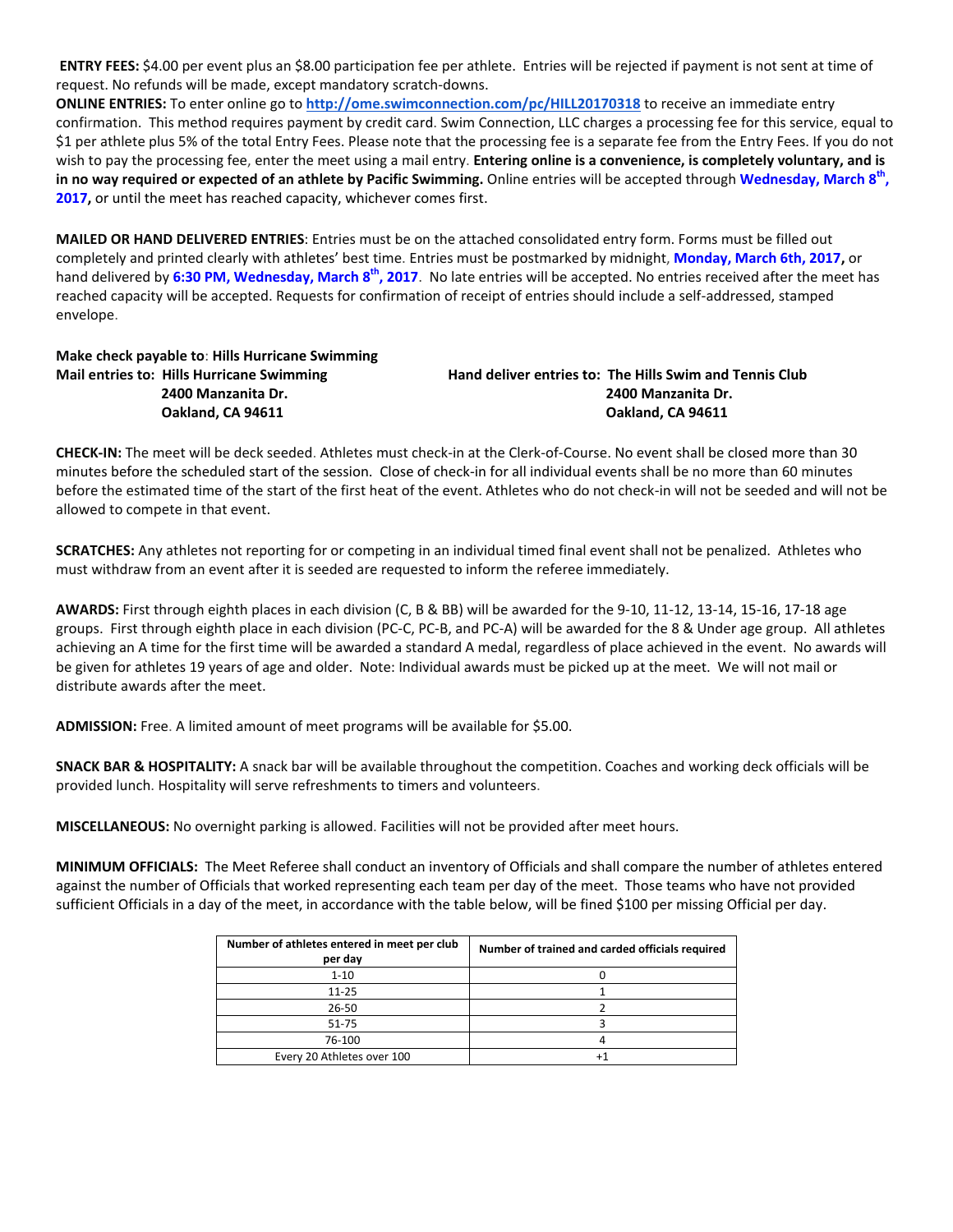**ENTRY FEES:** $4.00 per event plus an $8.00 participation fee per athlete. Entries will be rejected if payment is not sent at time of request. No refunds will be made, except mandatory scratch-downs.

**ONLINE ENTRIES:** To enter online go to **http://ome.swimconnection.com/pc/HILL20170318** to receive an immediate entry confirmation. This method requires payment by credit card. Swim Connection, LLC charges a processing fee for this service, equal to $1 per athlete plus 5% of the total Entry Fees. Please note that the processing fee is a separate fee from the Entry Fees. If you do not wish to pay the processing fee, enter the meet using a mail entry. **Entering online is a convenience, is completely voluntary, and is in no way required or expected of an athlete by Pacific Swimming.** Online entries will be accepted through **Wednesday, March 8th, 2017,** or until the meet has reached capacity, whichever comes first.

**MAILED OR HAND DELIVERED ENTRIES**: Entries must be on the attached consolidated entry form. Forms must be filled out completely and printed clearly with athletes' best time. Entries must be postmarked by midnight, **Monday, March 6th, 2017,** or hand delivered by **6:30 PM, Wednesday, March 8th, 2017**. No late entries will be accepted. No entries received after the meet has reached capacity will be accepted. Requests for confirmation of receipt of entries should include a self-addressed, stamped envelope.

**Make check payable to**: **Hills Hurricane Swimming**

**Mail entries to: Hills Hurricane Swimming**
**2400 Manzanita Dr.**
**Oakland, CA 94611**

**Hand deliver entries to: The Hills Swim and Tennis Club**
**2400 Manzanita Dr.**
**Oakland, CA 94611**

**CHECK-IN:** The meet will be deck seeded. Athletes must check-in at the Clerk-of-Course. No event shall be closed more than 30 minutes before the scheduled start of the session. Close of check-in for all individual events shall be no more than 60 minutes before the estimated time of the start of the first heat of the event. Athletes who do not check-in will not be seeded and will not be allowed to compete in that event.

**SCRATCHES:** Any athletes not reporting for or competing in an individual timed final event shall not be penalized. Athletes who must withdraw from an event after it is seeded are requested to inform the referee immediately.

**AWARDS:** First through eighth places in each division (C, B & BB) will be awarded for the 9-10, 11-12, 13-14, 15-16, 17-18 age groups. First through eighth place in each division (PC-C, PC-B, and PC-A) will be awarded for the 8 & Under age group. All athletes achieving an A time for the first time will be awarded a standard A medal, regardless of place achieved in the event. No awards will be given for athletes 19 years of age and older. Note: Individual awards must be picked up at the meet. We will not mail or distribute awards after the meet.

**ADMISSION:** Free. A limited amount of meet programs will be available for $5.00.

**SNACK BAR & HOSPITALITY:** A snack bar will be available throughout the competition. Coaches and working deck officials will be provided lunch. Hospitality will serve refreshments to timers and volunteers.

**MISCELLANEOUS:** No overnight parking is allowed. Facilities will not be provided after meet hours.

**MINIMUM OFFICIALS:** The Meet Referee shall conduct an inventory of Officials and shall compare the number of athletes entered against the number of Officials that worked representing each team per day of the meet. Those teams who have not provided sufficient Officials in a day of the meet, in accordance with the table below, will be fined $100 per missing Official per day.

| Number of athletes entered in meet per club per day | Number of trained and carded officials required |
|---|---|
| 1-10 | 0 |
| 11-25 | 1 |
| 26-50 | 2 |
| 51-75 | 3 |
| 76-100 | 4 |
| Every 20 Athletes over 100 | +1 |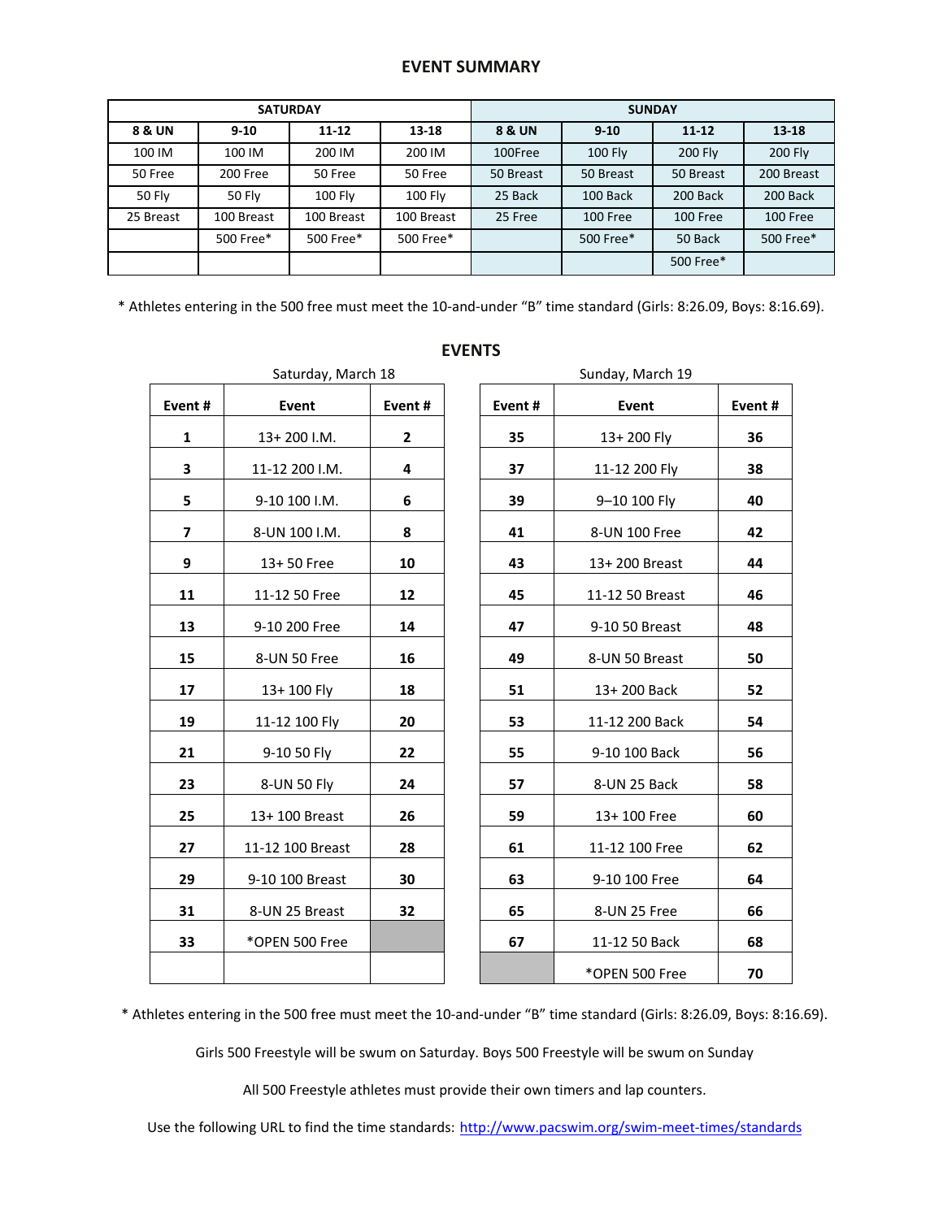## EVENT SUMMARY

| SATURDAY | | | | SUNDAY | | | |
|---|---|---|---|---|---|---|---|
| **8 & UN** | **9-10** | **11-12** | **13-18** | **8 & UN** | **9-10** | **11-12** | **13-18** |
| 100 IM | 100 IM | 200 IM | 200 IM | 100Free | 100 Fly | 200 Fly | 200 Fly |
| 50 Free | 200 Free | 50 Free | 50 Free | 50 Breast | 50 Breast | 50 Breast | 200 Breast |
| 50 Fly | 50 Fly | 100 Fly | 100 Fly | 25 Back | 100 Back | 200 Back | 200 Back |
| 25 Breast | 100 Breast | 100 Breast | 100 Breast | 25 Free | 100 Free | 100 Free | 100 Free |
| | 500 Free* | 500 Free* | 500 Free* | | 500 Free* | 50 Back | 500 Free* |
| | | | | | | 500 Free* | |

* Athletes entering in the 500 free must meet the 10-and-under "B" time standard (Girls: 8:26.09, Boys: 8:16.69).

## EVENTS

Saturday, March 18

| Event # | Event | Event # |
|---|---|---|
| 1 | 13+ 200 I.M. | 2 |
| 3 | 11-12 200 I.M. | 4 |
| 5 | 9-10 100 I.M. | 6 |
| 7 | 8-UN 100 I.M. | 8 |
| 9 | 13+ 50 Free | 10 |
| 11 | 11-12 50 Free | 12 |
| 13 | 9-10 200 Free | 14 |
| 15 | 8-UN 50 Free | 16 |
| 17 | 13+ 100 Fly | 18 |
| 19 | 11-12 100 Fly | 20 |
| 21 | 9-10 50 Fly | 22 |
| 23 | 8-UN 50 Fly | 24 |
| 25 | 13+ 100 Breast | 26 |
| 27 | 11-12 100 Breast | 28 |
| 29 | 9-10 100 Breast | 30 |
| 31 | 8-UN 25 Breast | 32 |
| 33 | *OPEN 500 Free | |

Sunday, March 19

| Event # | Event | Event # |
|---|---|---|
| 35 | 13+ 200 Fly | 36 |
| 37 | 11-12 200 Fly | 38 |
| 39 | 9–10 100 Fly | 40 |
| 41 | 8-UN 100 Free | 42 |
| 43 | 13+ 200 Breast | 44 |
| 45 | 11-12 50 Breast | 46 |
| 47 | 9-10 50 Breast | 48 |
| 49 | 8-UN 50 Breast | 50 |
| 51 | 13+ 200 Back | 52 |
| 53 | 11-12 200 Back | 54 |
| 55 | 9-10 100 Back | 56 |
| 57 | 8-UN 25 Back | 58 |
| 59 | 13+ 100 Free | 60 |
| 61 | 11-12 100 Free | 62 |
| 63 | 9-10 100 Free | 64 |
| 65 | 8-UN 25 Free | 66 |
| 67 | 11-12 50 Back | 68 |
| | *OPEN 500 Free | 70 |

* Athletes entering in the 500 free must meet the 10-and-under "B" time standard (Girls: 8:26.09, Boys: 8:16.69).

Girls 500 Freestyle will be swum on Saturday. Boys 500 Freestyle will be swum on Sunday

All 500 Freestyle athletes must provide their own timers and lap counters.

Use the following URL to find the time standards: [http://www.pacswim.org/swim-meet-times/standards](http://www.pacswim.org/swim-meet-times/standards)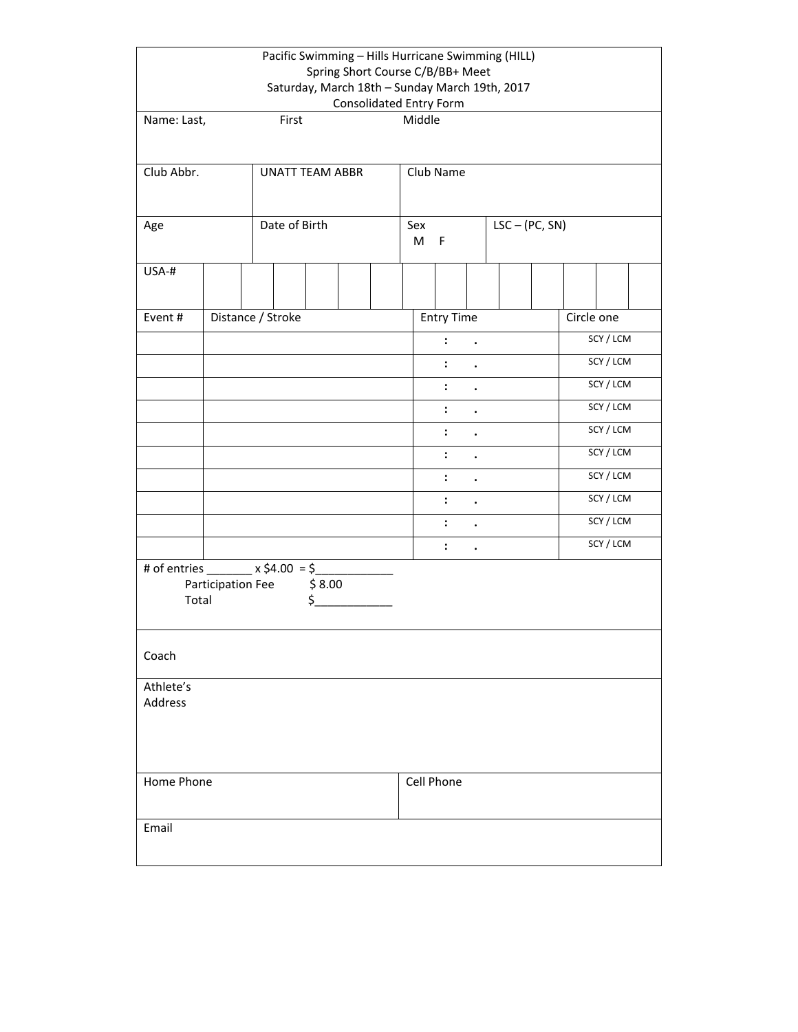Pacific Swimming – Hills Hurricane Swimming (HILL)
Spring Short Course C/B/BB+ Meet
Saturday, March 18th – Sunday March 19th, 2017
Consolidated Entry Form

| | | |
|---|---|---|
| Name: Last, | First | Middle |

| | | |
|---|---|---|
| Club Abbr. | UNATT TEAM ABBR | Club Name |

| | | | |
|---|---|---|---|
| Age | Date of Birth | Sex M F | LSC – (PC, SN) |

| | | | | | | | | | | | | | |
|---|---|---|---|---|---|---|---|---|---|---|---|---|---|
| USA-# | | | | | | | | | | | | | |

| Event # | Distance / Stroke | Entry Time | Circle one |
|---|---|---|---|
| | | : . | SCY / LCM |
| | | : . | SCY / LCM |
| | | : . | SCY / LCM |
| | | : . | SCY / LCM |
| | | : . | SCY / LCM |
| | | : . | SCY / LCM |
| | | : . | SCY / LCM |
| | | : . | SCY / LCM |
| | | : . | SCY / LCM |
| | | : . | SCY / LCM |

# of entries _______ x $4.00 = $____________
Participation Fee $ 8.00
Total $____________

Coach

Athlete's Address

| | |
|---|---|
| Home Phone | Cell Phone |

Email